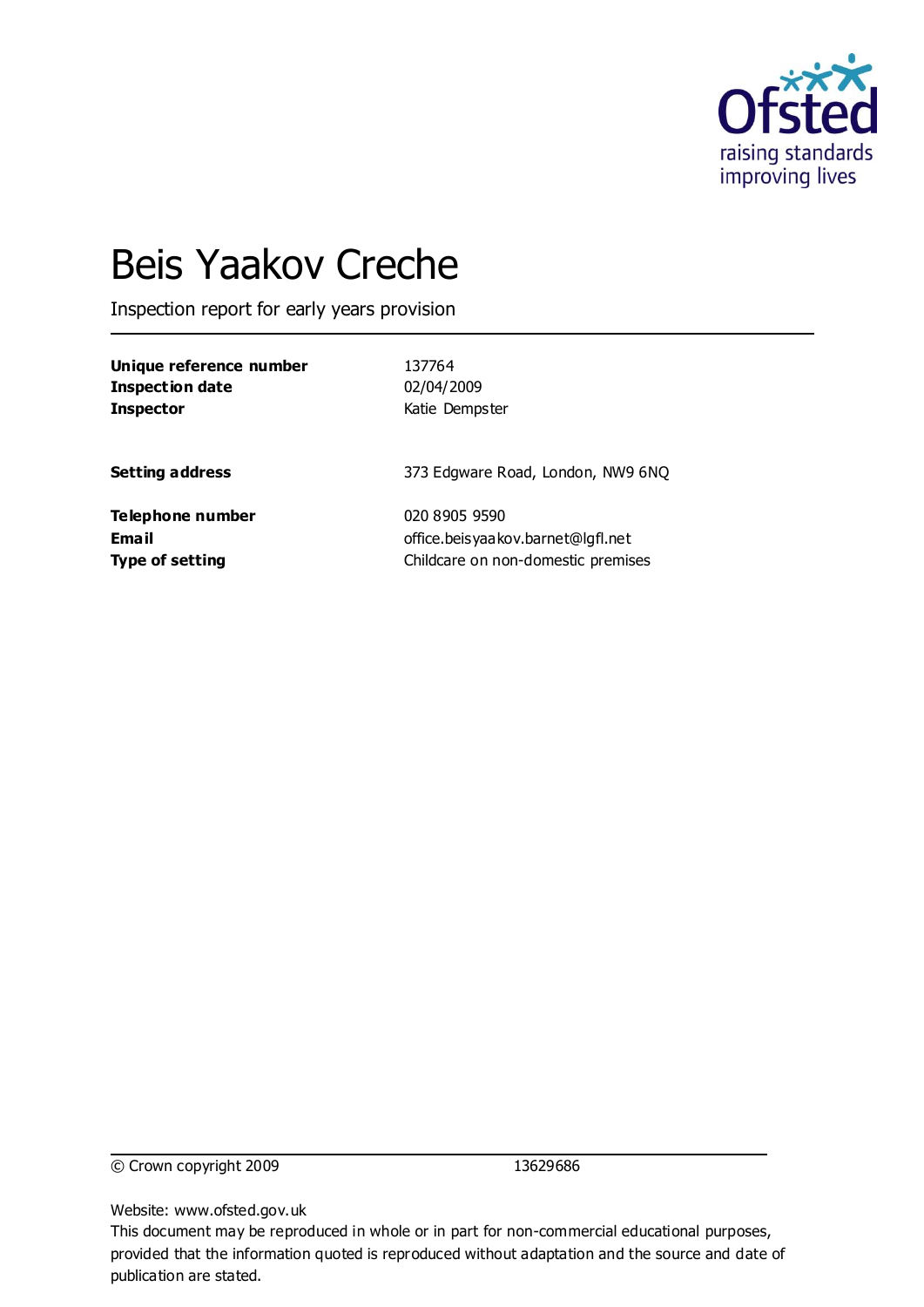# Beis Yaakov Creche

Inspection report for early years provision

| | |
|---|---|
| **Unique reference number** | 137764 |
| **Inspection date** | 02/04/2009 |
| **Inspector** | Katie Dempster |
| | |
| **Setting address** | 373 Edgware Road, London, NW9 6NQ |
| | |
| **Telephone number** | 020 8905 9590 |
| **Email** | office.beisyaakov.barnet@lgfl.net |
| **Type of setting** | Childcare on non-domestic premises |

© Crown copyright 2009 13629686

Website: www.ofsted.gov.uk

This document may be reproduced in whole or in part for non-commercial educational purposes, provided that the information quoted is reproduced without adaptation and the source and date of publication are stated.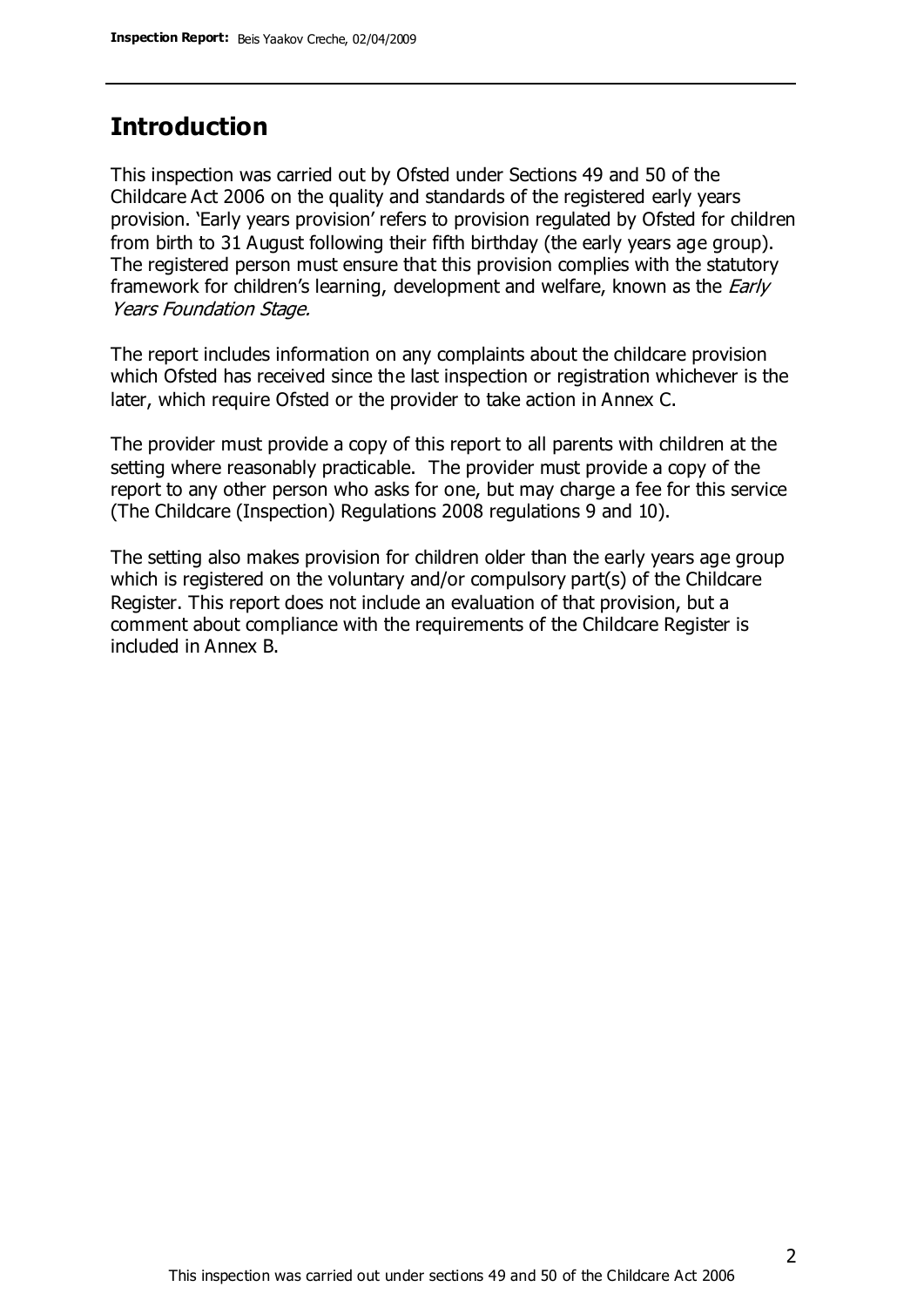## Introduction

This inspection was carried out by Ofsted under Sections 49 and 50 of the Childcare Act 2006 on the quality and standards of the registered early years provision. 'Early years provision' refers to provision regulated by Ofsted for children from birth to 31 August following their fifth birthday (the early years age group). The registered person must ensure that this provision complies with the statutory framework for children's learning, development and welfare, known as the *Early Years Foundation Stage.*

The report includes information on any complaints about the childcare provision which Ofsted has received since the last inspection or registration whichever is the later, which require Ofsted or the provider to take action in Annex C.

The provider must provide a copy of this report to all parents with children at the setting where reasonably practicable. The provider must provide a copy of the report to any other person who asks for one, but may charge a fee for this service (The Childcare (Inspection) Regulations 2008 regulations 9 and 10).

The setting also makes provision for children older than the early years age group which is registered on the voluntary and/or compulsory part(s) of the Childcare Register. This report does not include an evaluation of that provision, but a comment about compliance with the requirements of the Childcare Register is included in Annex B.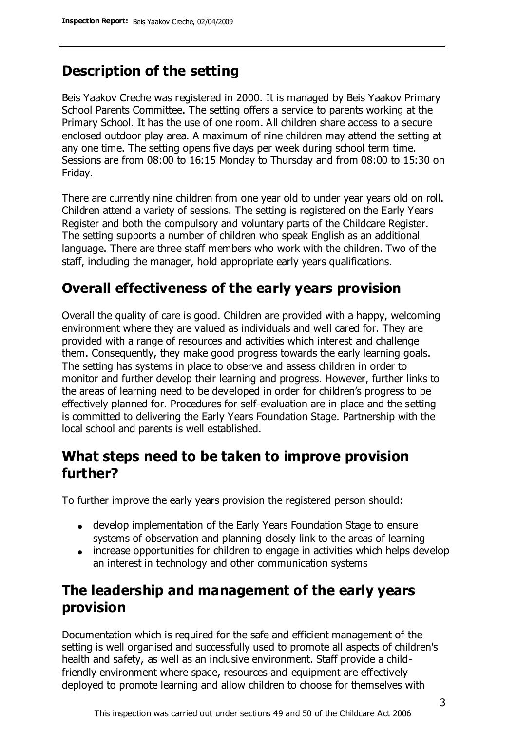## Description of the setting

Beis Yaakov Creche was registered in 2000. It is managed by Beis Yaakov Primary School Parents Committee. The setting offers a service to parents working at the Primary School. It has the use of one room. All children share access to a secure enclosed outdoor play area. A maximum of nine children may attend the setting at any one time. The setting opens five days per week during school term time. Sessions are from 08:00 to 16:15 Monday to Thursday and from 08:00 to 15:30 on Friday.

There are currently nine children from one year old to under year years old on roll. Children attend a variety of sessions. The setting is registered on the Early Years Register and both the compulsory and voluntary parts of the Childcare Register. The setting supports a number of children who speak English as an additional language. There are three staff members who work with the children. Two of the staff, including the manager, hold appropriate early years qualifications.

## Overall effectiveness of the early years provision

Overall the quality of care is good. Children are provided with a happy, welcoming environment where they are valued as individuals and well cared for. They are provided with a range of resources and activities which interest and challenge them. Consequently, they make good progress towards the early learning goals. The setting has systems in place to observe and assess children in order to monitor and further develop their learning and progress. However, further links to the areas of learning need to be developed in order for children's progress to be effectively planned for. Procedures for self-evaluation are in place and the setting is committed to delivering the Early Years Foundation Stage. Partnership with the local school and parents is well established.

## What steps need to be taken to improve provision further?

To further improve the early years provision the registered person should:

- develop implementation of the Early Years Foundation Stage to ensure systems of observation and planning closely link to the areas of learning
- increase opportunities for children to engage in activities which helps develop an interest in technology and other communication systems

## The leadership and management of the early years provision

Documentation which is required for the safe and efficient management of the setting is well organised and successfully used to promote all aspects of children's health and safety, as well as an inclusive environment. Staff provide a child-friendly environment where space, resources and equipment are effectively deployed to promote learning and allow children to choose for themselves with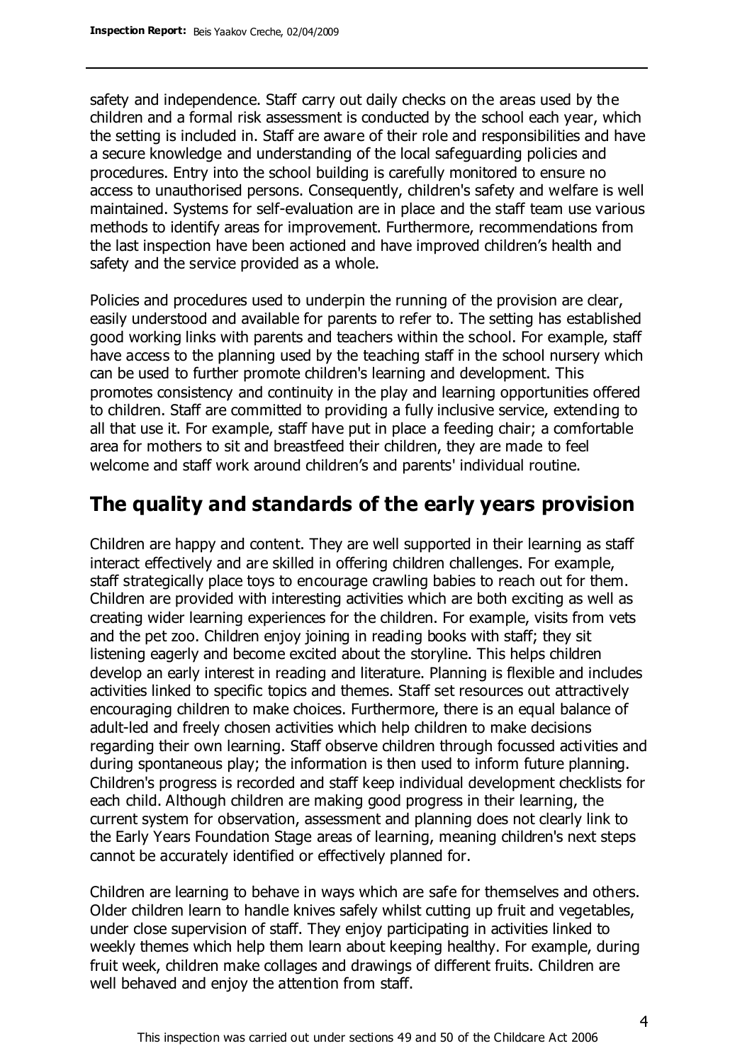safety and independence. Staff carry out daily checks on the areas used by the children and a formal risk assessment is conducted by the school each year, which the setting is included in. Staff are aware of their role and responsibilities and have a secure knowledge and understanding of the local safeguarding policies and procedures. Entry into the school building is carefully monitored to ensure no access to unauthorised persons. Consequently, children's safety and welfare is well maintained. Systems for self-evaluation are in place and the staff team use various methods to identify areas for improvement. Furthermore, recommendations from the last inspection have been actioned and have improved children's health and safety and the service provided as a whole.

Policies and procedures used to underpin the running of the provision are clear, easily understood and available for parents to refer to. The setting has established good working links with parents and teachers within the school. For example, staff have access to the planning used by the teaching staff in the school nursery which can be used to further promote children's learning and development. This promotes consistency and continuity in the play and learning opportunities offered to children. Staff are committed to providing a fully inclusive service, extending to all that use it. For example, staff have put in place a feeding chair; a comfortable area for mothers to sit and breastfeed their children, they are made to feel welcome and staff work around children's and parents' individual routine.

## The quality and standards of the early years provision

Children are happy and content. They are well supported in their learning as staff interact effectively and are skilled in offering children challenges. For example, staff strategically place toys to encourage crawling babies to reach out for them. Children are provided with interesting activities which are both exciting as well as creating wider learning experiences for the children. For example, visits from vets and the pet zoo. Children enjoy joining in reading books with staff; they sit listening eagerly and become excited about the storyline. This helps children develop an early interest in reading and literature. Planning is flexible and includes activities linked to specific topics and themes. Staff set resources out attractively encouraging children to make choices. Furthermore, there is an equal balance of adult-led and freely chosen activities which help children to make decisions regarding their own learning. Staff observe children through focussed activities and during spontaneous play; the information is then used to inform future planning. Children's progress is recorded and staff keep individual development checklists for each child. Although children are making good progress in their learning, the current system for observation, assessment and planning does not clearly link to the Early Years Foundation Stage areas of learning, meaning children's next steps cannot be accurately identified or effectively planned for.

Children are learning to behave in ways which are safe for themselves and others. Older children learn to handle knives safely whilst cutting up fruit and vegetables, under close supervision of staff. They enjoy participating in activities linked to weekly themes which help them learn about keeping healthy. For example, during fruit week, children make collages and drawings of different fruits. Children are well behaved and enjoy the attention from staff.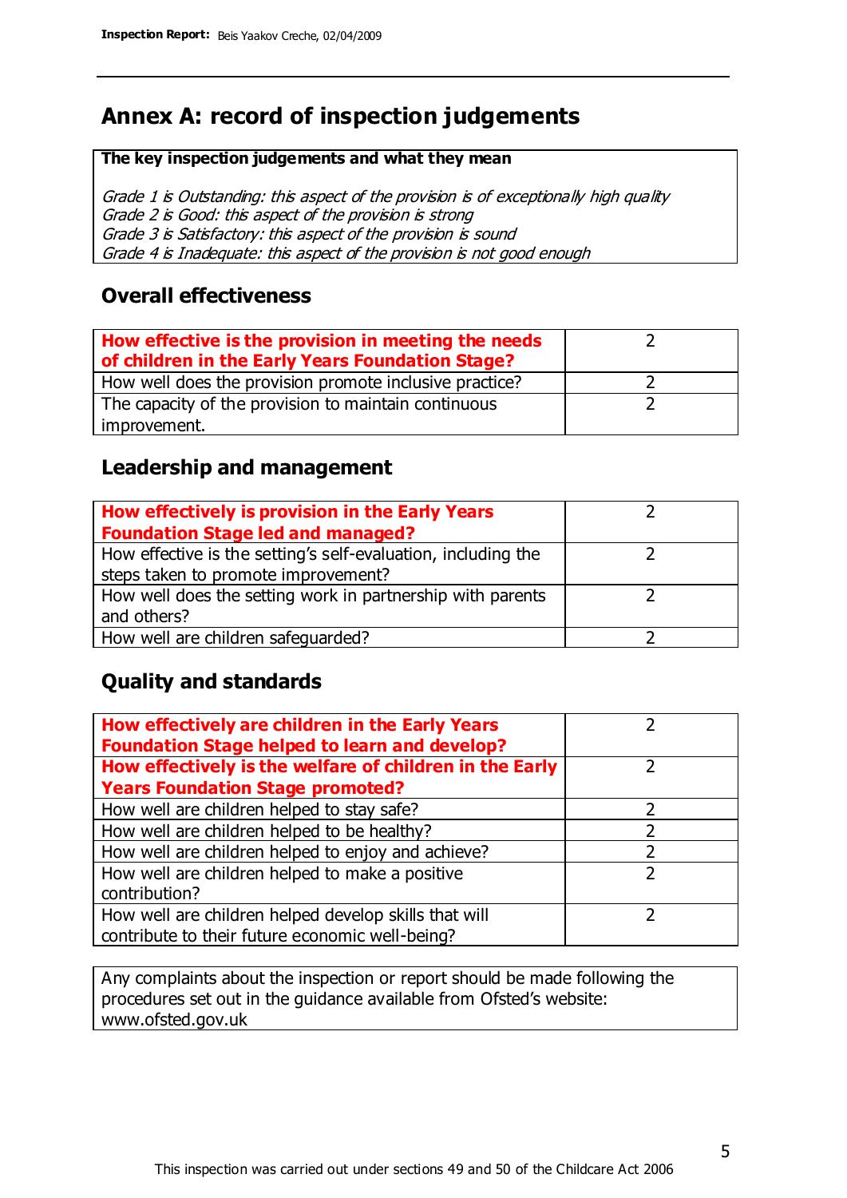# Annex A: record of inspection judgements

**The key inspection judgements and what they mean**

*Grade 1 is Outstanding: this aspect of the provision is of exceptionally high quality*
*Grade 2 is Good: this aspect of the provision is strong*
*Grade 3 is Satisfactory: this aspect of the provision is sound*
*Grade 4 is Inadequate: this aspect of the provision is not good enough*

## Overall effectiveness

| **How effective is the provision in meeting the needs of children in the Early Years Foundation Stage?** | 2 |
|---|---|
| How well does the provision promote inclusive practice? | 2 |
| The capacity of the provision to maintain continuous improvement. | 2 |

## Leadership and management

| **How effectively is provision in the Early Years Foundation Stage led and managed?** | 2 |
|---|---|
| How effective is the setting's self-evaluation, including the steps taken to promote improvement? | 2 |
| How well does the setting work in partnership with parents and others? | 2 |
| How well are children safeguarded? | 2 |

## Quality and standards

| **How effectively are children in the Early Years Foundation Stage helped to learn and develop?** | 2 |
|---|---|
| **How effectively is the welfare of children in the Early Years Foundation Stage promoted?** | 2 |
| How well are children helped to stay safe? | 2 |
| How well are children helped to be healthy? | 2 |
| How well are children helped to enjoy and achieve? | 2 |
| How well are children helped to make a positive contribution? | 2 |
| How well are children helped develop skills that will contribute to their future economic well-being? | 2 |

Any complaints about the inspection or report should be made following the procedures set out in the guidance available from Ofsted's website: www.ofsted.gov.uk

This inspection was carried out under sections 49 and 50 of the Childcare Act 2006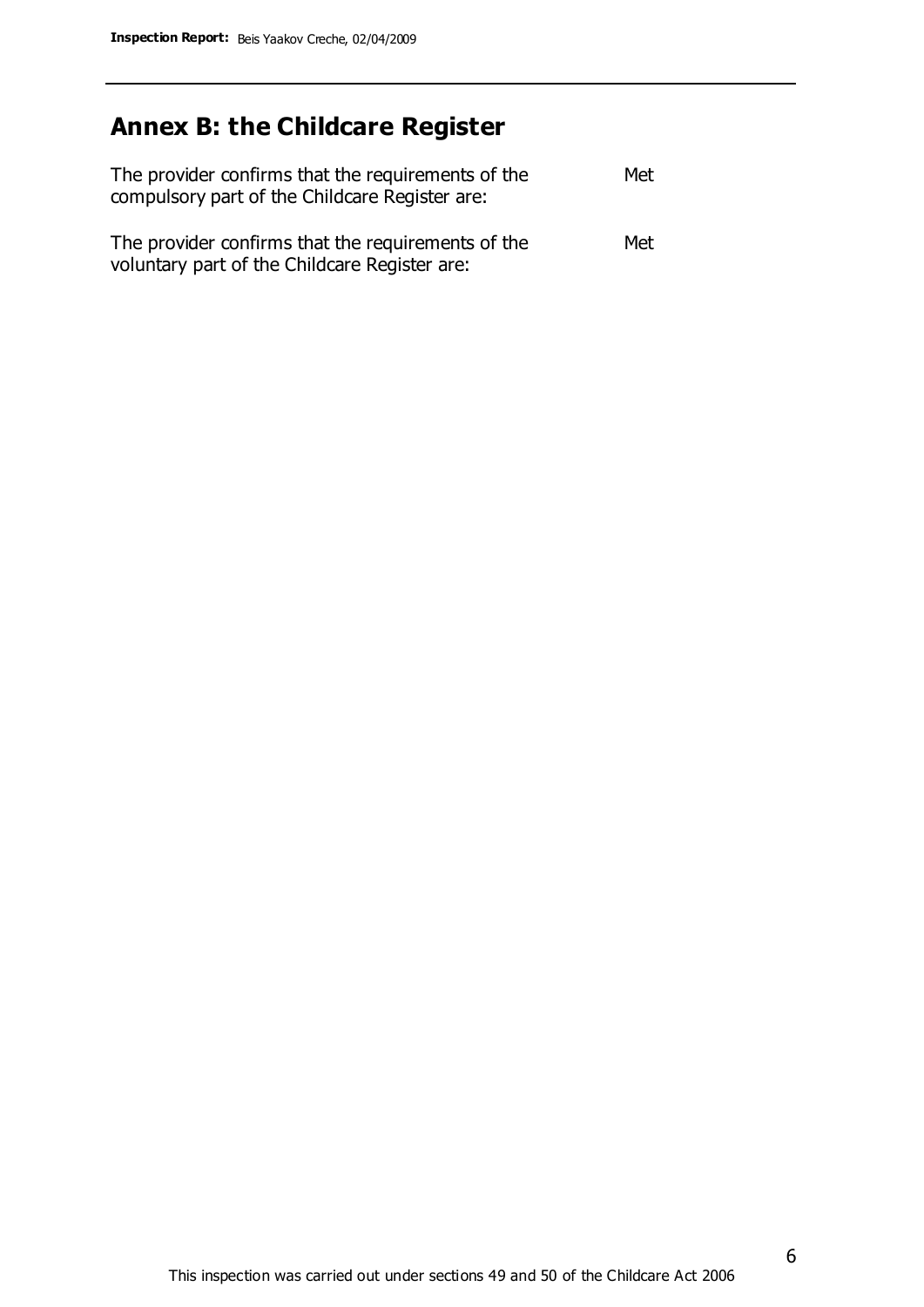# Annex B: the Childcare Register

| | |
|---|---|
| The provider confirms that the requirements of the compulsory part of the Childcare Register are: | Met |
| The provider confirms that the requirements of the voluntary part of the Childcare Register are: | Met |

This inspection was carried out under sections 49 and 50 of the Childcare Act 2006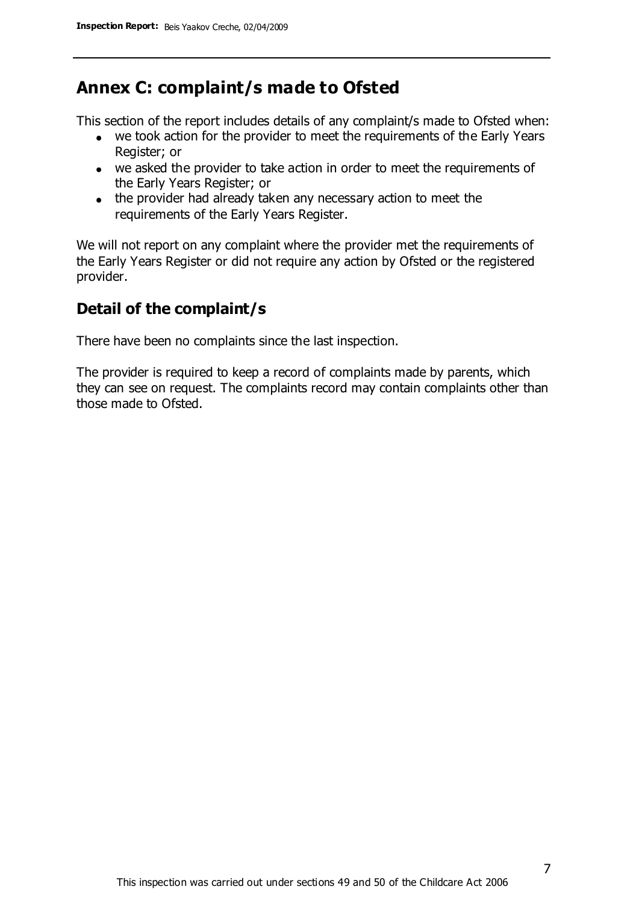## Annex C: complaint/s made to Ofsted

This section of the report includes details of any complaint/s made to Ofsted when:

- we took action for the provider to meet the requirements of the Early Years Register; or
- we asked the provider to take action in order to meet the requirements of the Early Years Register; or
- the provider had already taken any necessary action to meet the requirements of the Early Years Register.

We will not report on any complaint where the provider met the requirements of the Early Years Register or did not require any action by Ofsted or the registered provider.

### Detail of the complaint/s

There have been no complaints since the last inspection.

The provider is required to keep a record of complaints made by parents, which they can see on request. The complaints record may contain complaints other than those made to Ofsted.